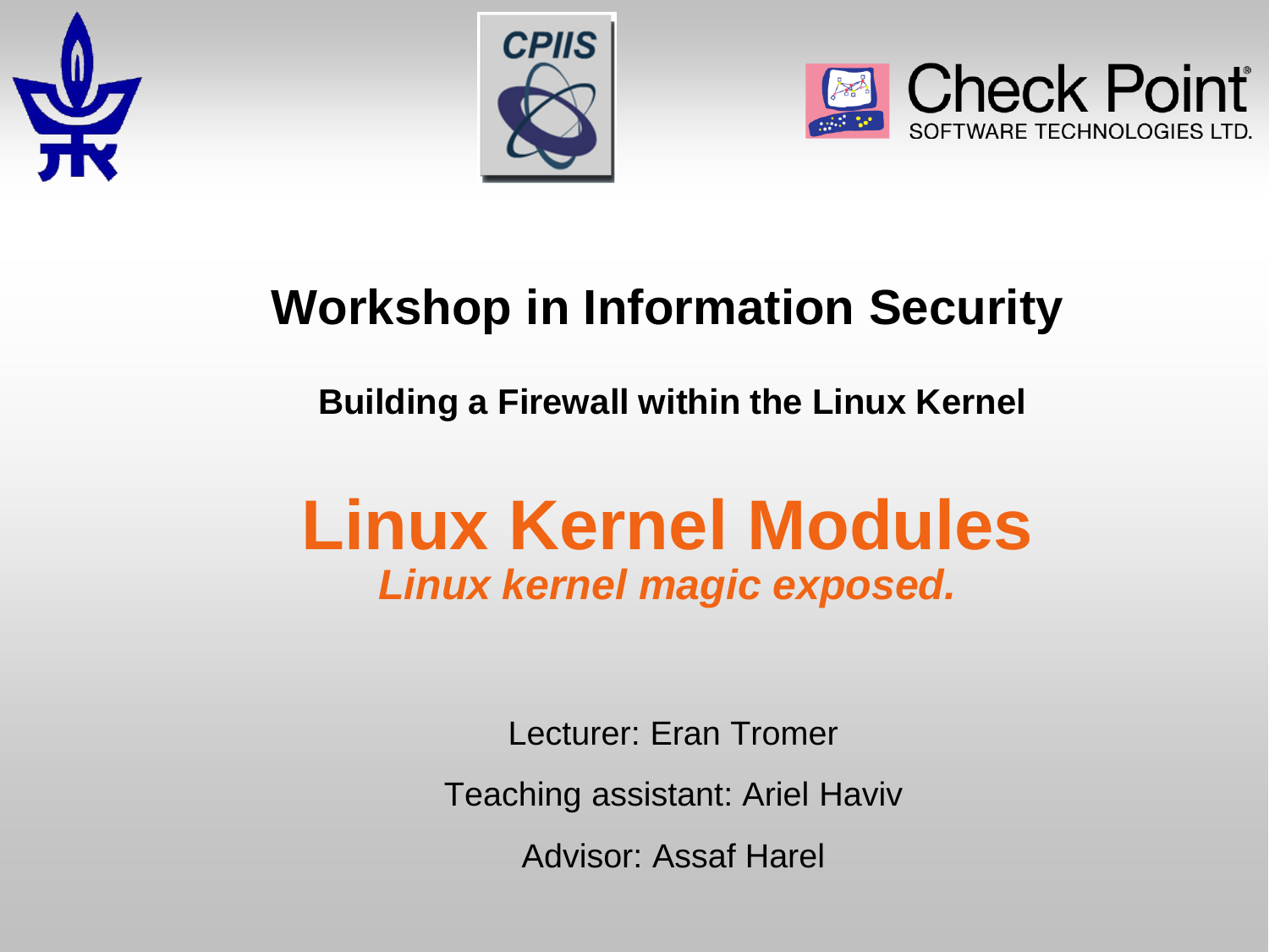CPIIS

Check Point
SOFTWARE TECHNOLOGIES LTD.

# Workshop in Information Security

**Building a Firewall within the Linux Kernel**

# Linux Kernel Modules

***Linux kernel magic exposed.***

Lecturer: Eran Tromer

Teaching assistant: Ariel Haviv

Advisor: Assaf Harel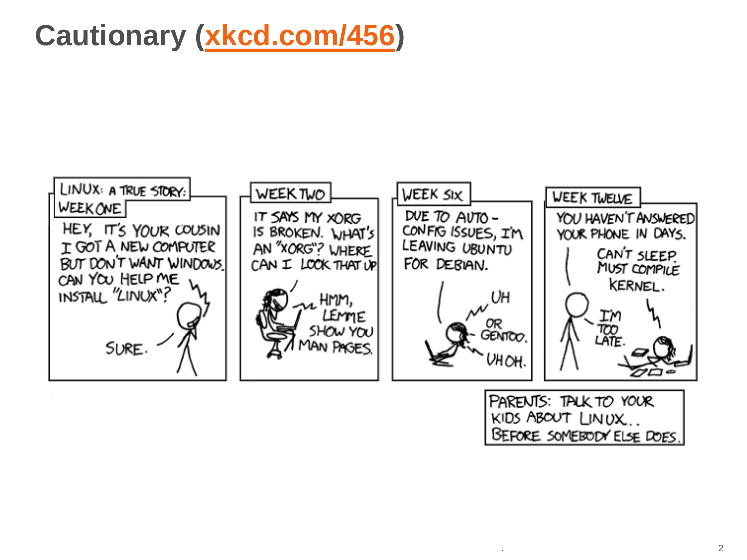# Cautionary (xkcd.com/456)

LINUX: A TRUE STORY:

WEEK ONE

HEY, IT'S YOUR COUSIN. I GOT A NEW COMPUTER BUT DON'T WANT WINDOWS. CAN YOU HELP ME INSTALL "LINUX"?

SURE.

WEEK TWO

IT SAYS MY XORG IS BROKEN. WHAT'S AN "XORG"? WHERE CAN I LOOK THAT UP

HMM, LEMME SHOW YOU MAN PAGES.

WEEK SIX

DUE TO AUTO-CONFIG ISSUES, I'M LEAVING UBUNTU FOR DEBIAN.

UH

OR GENTOO.

UH OH.

WEEK TWELVE

YOU HAVEN'T ANSWERED YOUR PHONE IN DAYS.

CAN'T SLEEP. MUST COMPILE KERNEL.

I'M TOO LATE.

PARENTS: TALK TO YOUR KIDS ABOUT LINUX... BEFORE SOMEBODY ELSE DOES.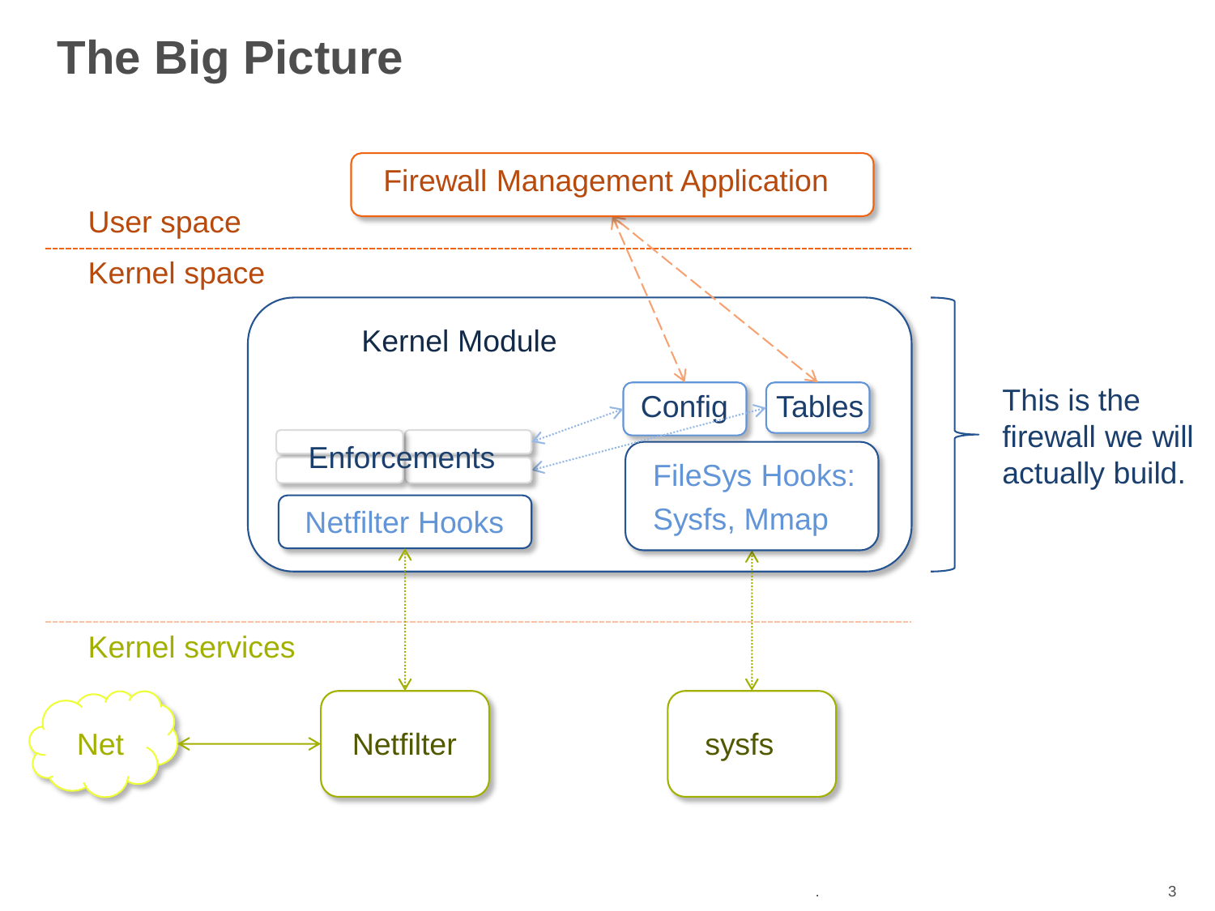# The Big Picture

User space

Firewall Management Application

Kernel space

Kernel Module

Config

Tables

Enforcements

Netfilter Hooks

FileSys Hooks: Sysfs, Mmap

This is the firewall we will actually build.

Kernel services

Net

Netfilter

sysfs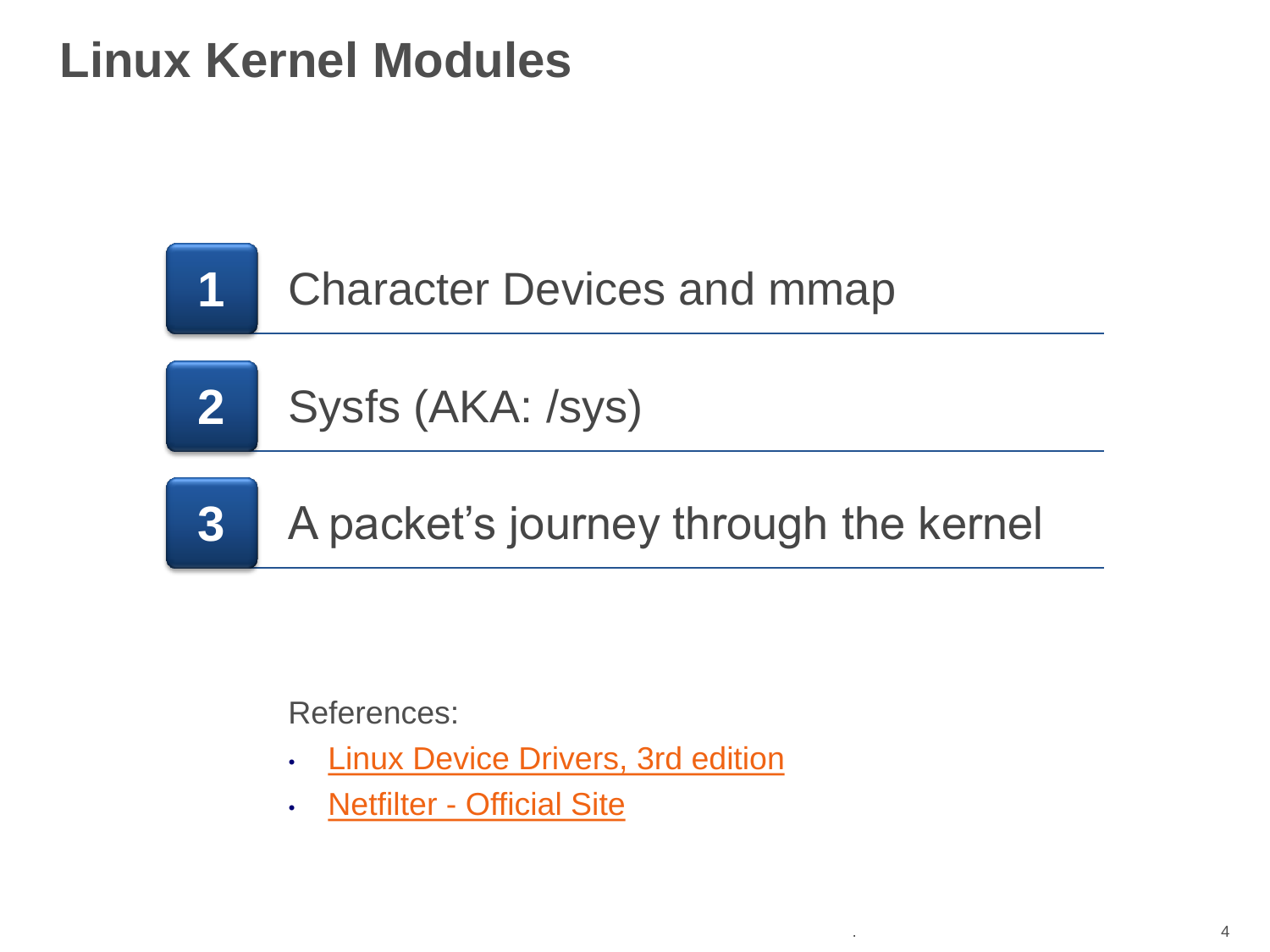# Linux Kernel Modules

1. Character Devices and mmap
2. Sysfs (AKA: /sys)
3. A packet’s journey through the kernel

References:

- Linux Device Drivers, 3rd edition
- Netfilter - Official Site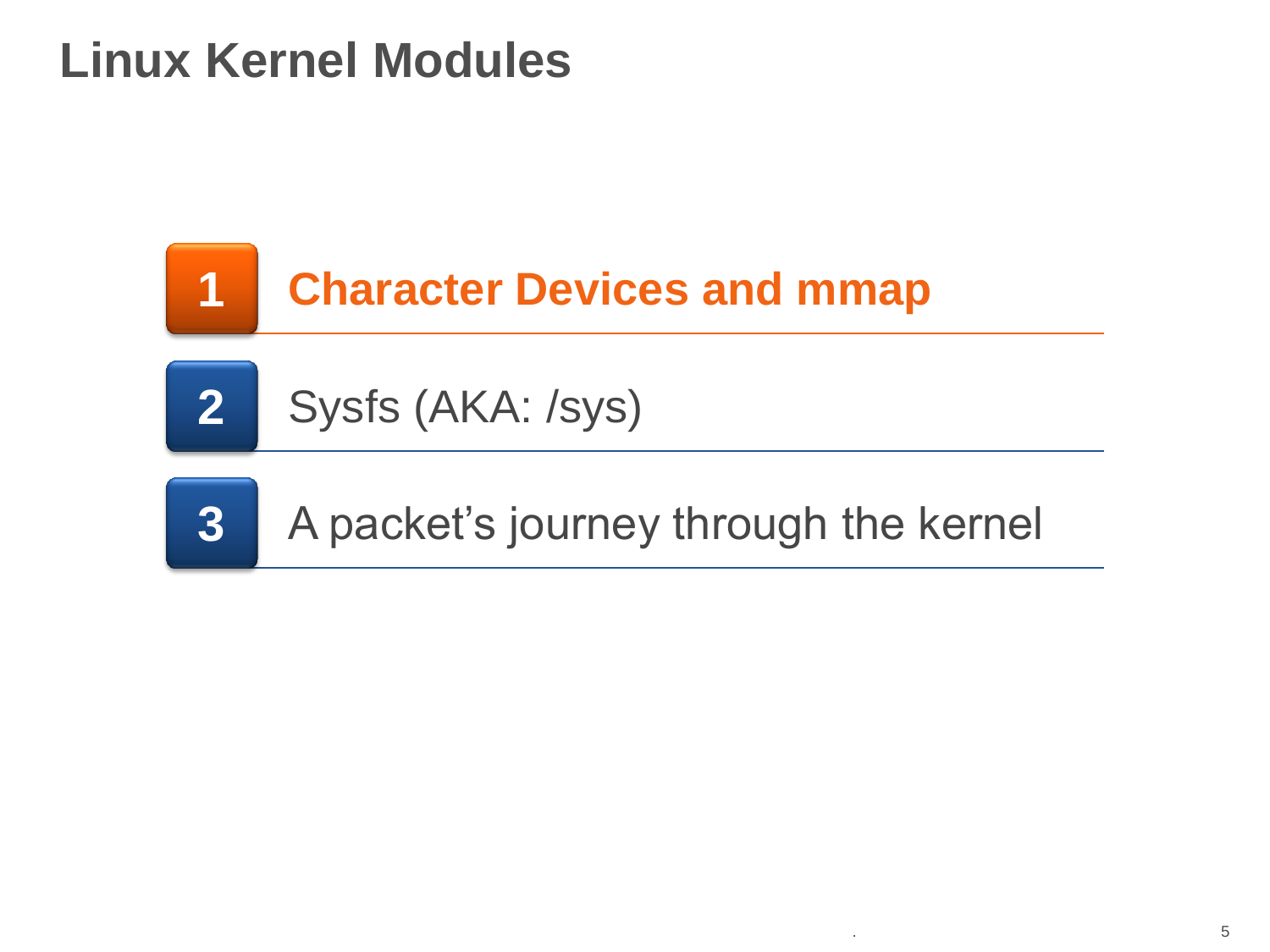# Linux Kernel Modules

1. **Character Devices and mmap**
2. Sysfs (AKA: /sys)
3. A packet's journey through the kernel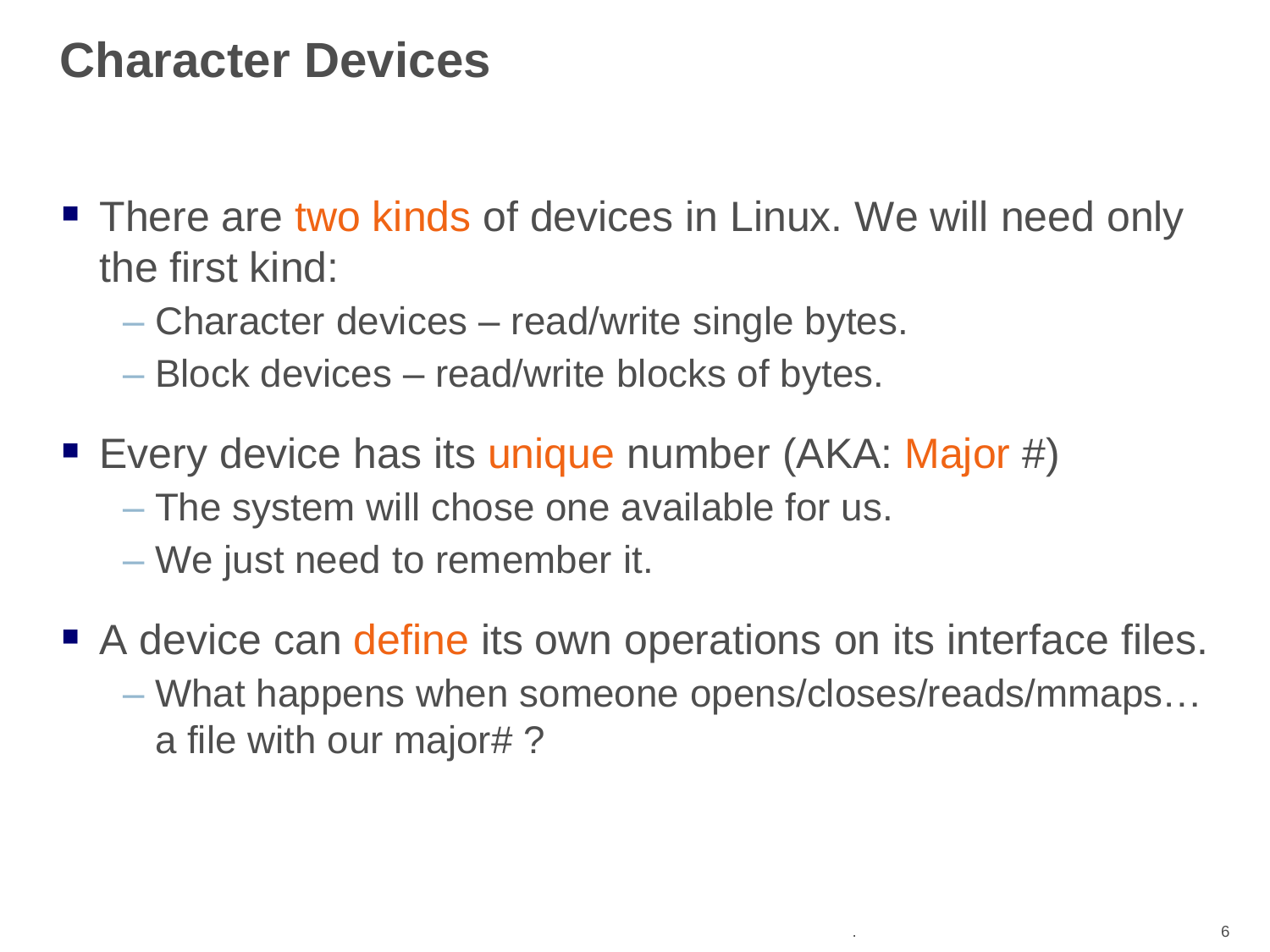# Character Devices

- There are two kinds of devices in Linux. We will need only the first kind:
  - Character devices – read/write single bytes.
  - Block devices – read/write blocks of bytes.
- Every device has its unique number (AKA: Major #)
  - The system will chose one available for us.
  - We just need to remember it.
- A device can define its own operations on its interface files.
  - What happens when someone opens/closes/reads/mmaps… a file with our major# ?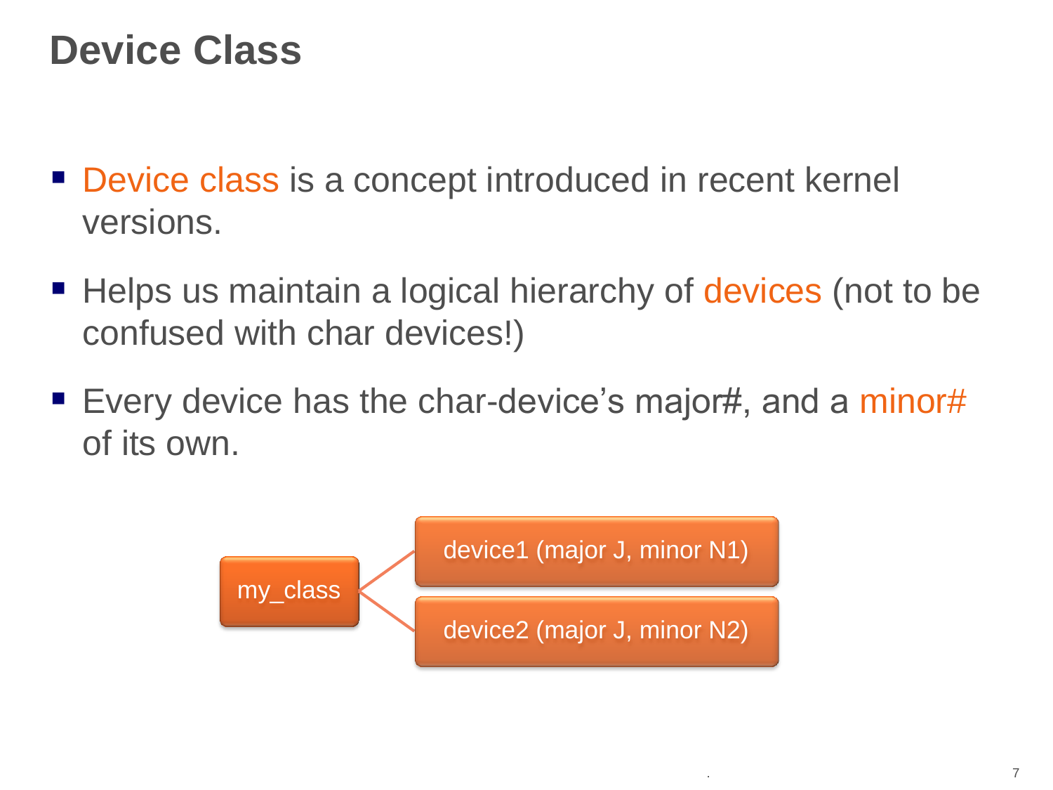# Device Class

- Device class is a concept introduced in recent kernel versions.
- Helps us maintain a logical hierarchy of devices (not to be confused with char devices!)
- Every device has the char-device's major#, and a minor# of its own.

my_class

device1 (major J, minor N1)

device2 (major J, minor N2)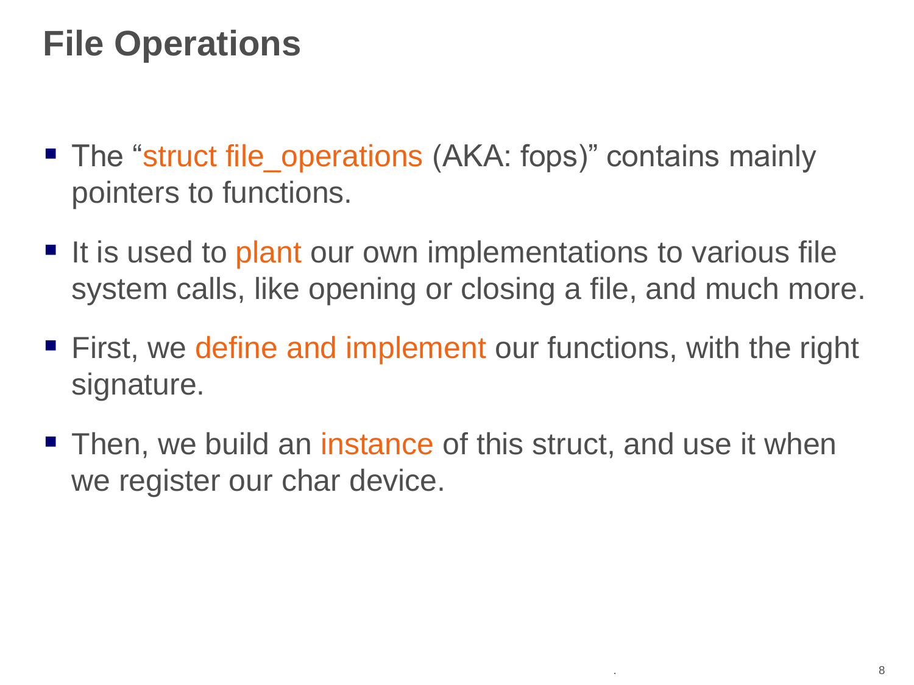# File Operations

- The "struct file_operations (AKA: fops)" contains mainly pointers to functions.
- It is used to plant our own implementations to various file system calls, like opening or closing a file, and much more.
- First, we define and implement our functions, with the right signature.
- Then, we build an instance of this struct, and use it when we register our char device.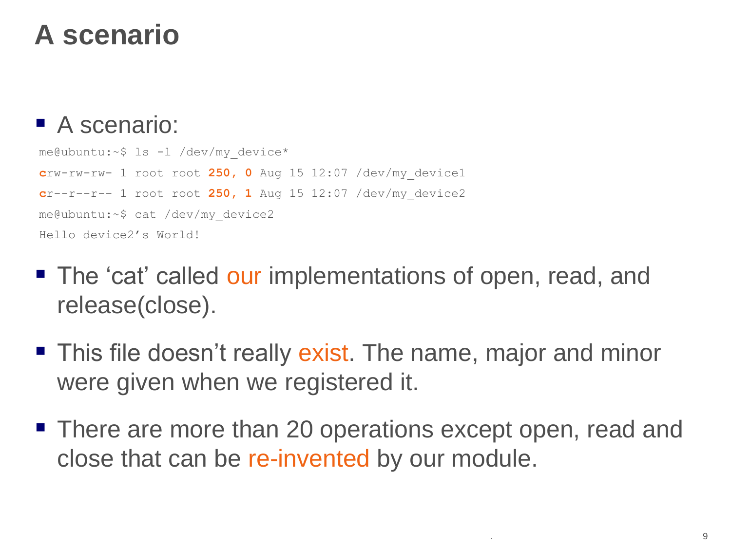# A scenario

- A scenario:

```
me@ubuntu:~$ ls -l /dev/my_device*
crw-rw-rw- 1 root root 250, 0 Aug 15 12:07 /dev/my_device1
cr--r--r-- 1 root root 250, 1 Aug 15 12:07 /dev/my_device2
me@ubuntu:~$ cat /dev/my_device2
Hello device2's World!
```

- The 'cat' called our implementations of open, read, and release(close).
- This file doesn't really exist. The name, major and minor were given when we registered it.
- There are more than 20 operations except open, read and close that can be re-invented by our module.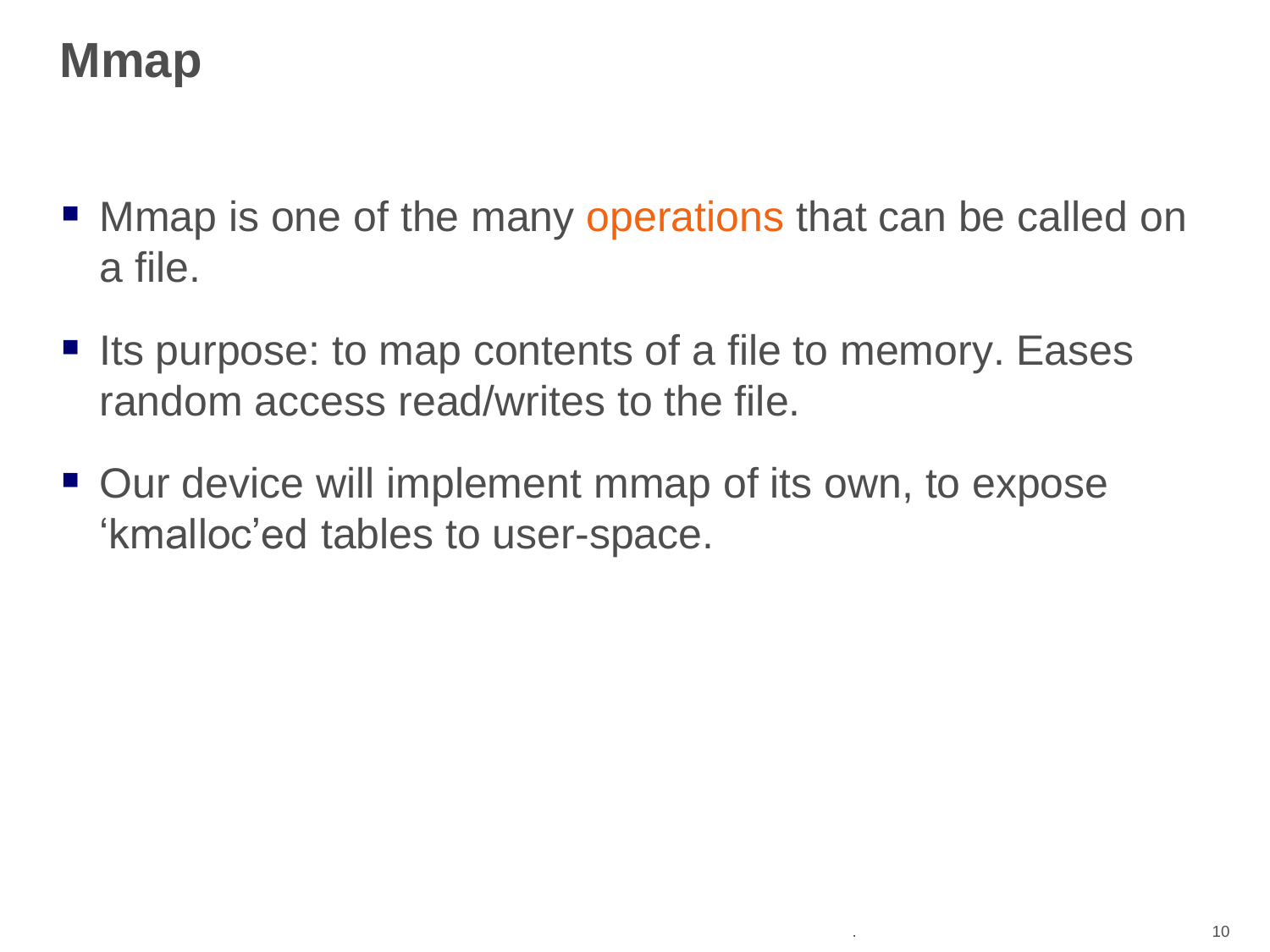# Mmap

- Mmap is one of the many operations that can be called on a file.
- Its purpose: to map contents of a file to memory. Eases random access read/writes to the file.
- Our device will implement mmap of its own, to expose ‘kmalloc’ed tables to user-space.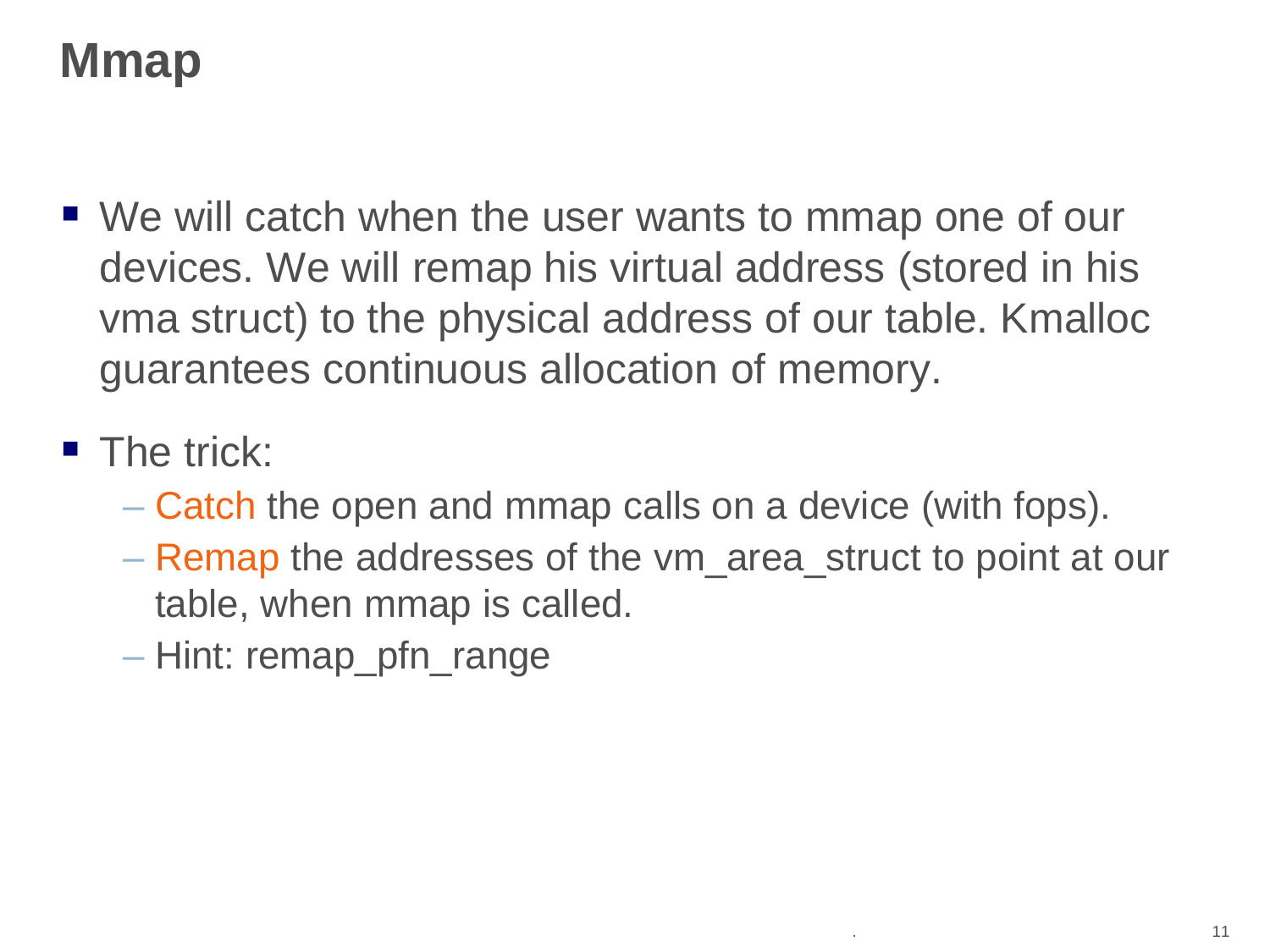# Mmap

- We will catch when the user wants to mmap one of our devices. We will remap his virtual address (stored in his vma struct) to the physical address of our table. Kmalloc guarantees continuous allocation of memory.
- The trick:
  - Catch the open and mmap calls on a device (with fops).
  - Remap the addresses of the vm_area_struct to point at our table, when mmap is called.
  - Hint: remap_pfn_range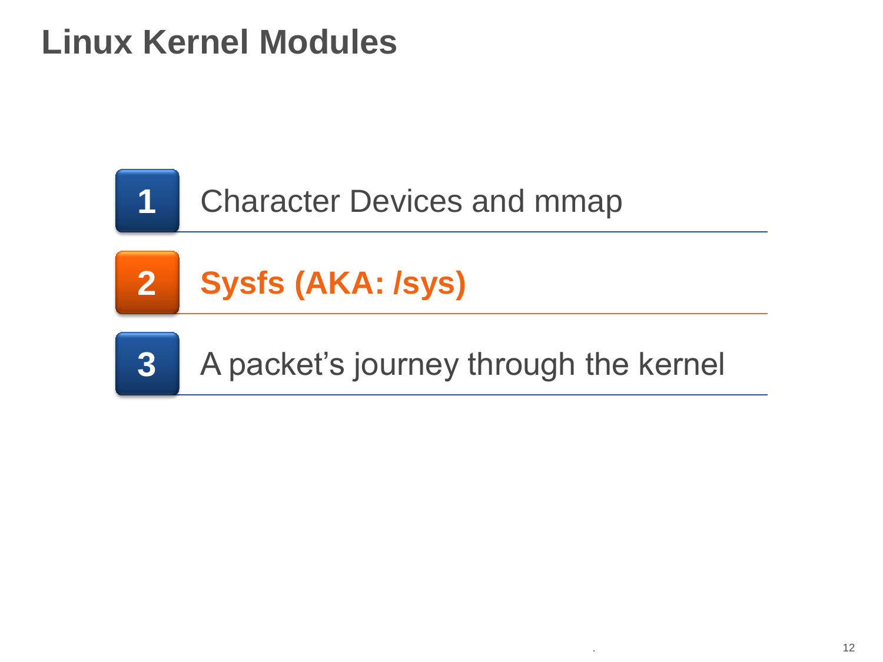# Linux Kernel Modules

1. Character Devices and mmap
2. **Sysfs (AKA: /sys)**
3. A packet's journey through the kernel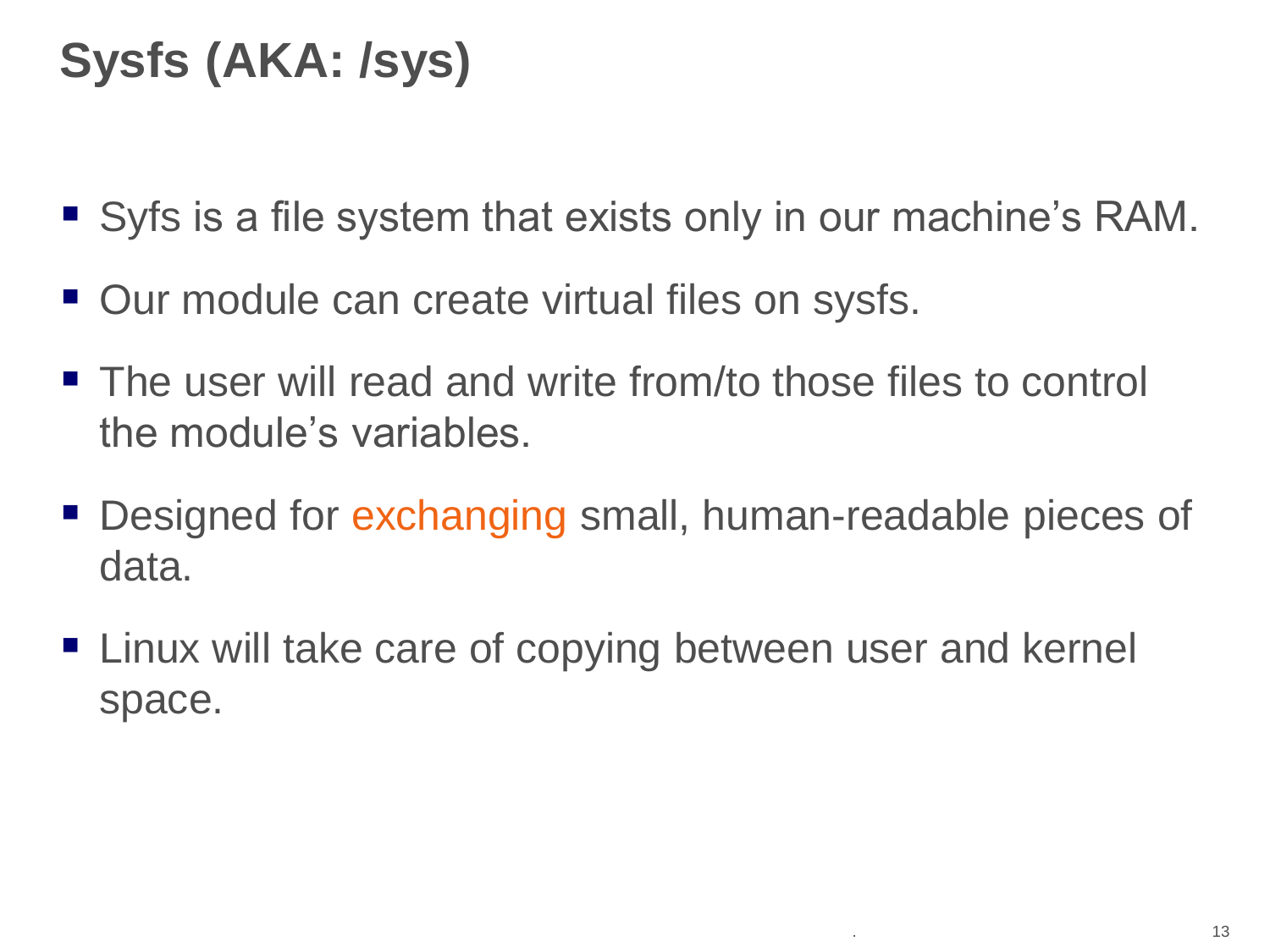# Sysfs (AKA: /sys)

- Syfs is a file system that exists only in our machine’s RAM.
- Our module can create virtual files on sysfs.
- The user will read and write from/to those files to control the module’s variables.
- Designed for exchanging small, human-readable pieces of data.
- Linux will take care of copying between user and kernel space.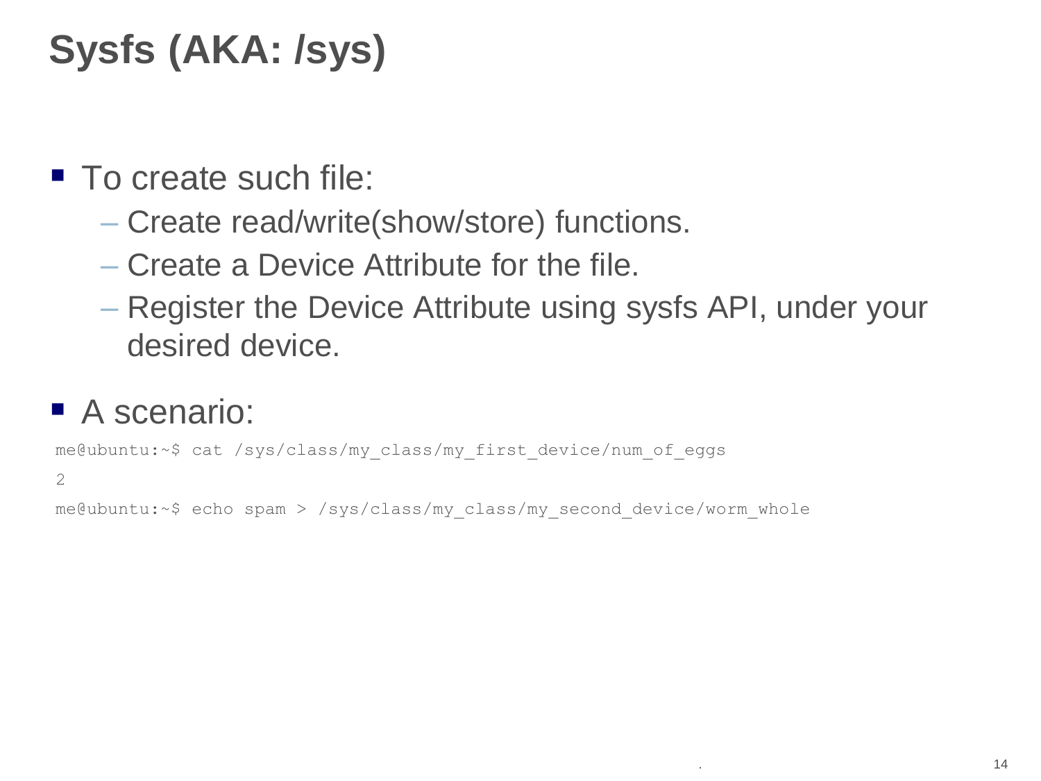# Sysfs (AKA: /sys)

- To create such file:
  - Create read/write(show/store) functions.
  - Create a Device Attribute for the file.
  - Register the Device Attribute using sysfs API, under your desired device.
- A scenario:

```
me@ubuntu:~$ cat /sys/class/my_class/my_first_device/num_of_eggs
2
me@ubuntu:~$ echo spam > /sys/class/my_class/my_second_device/worm_whole
```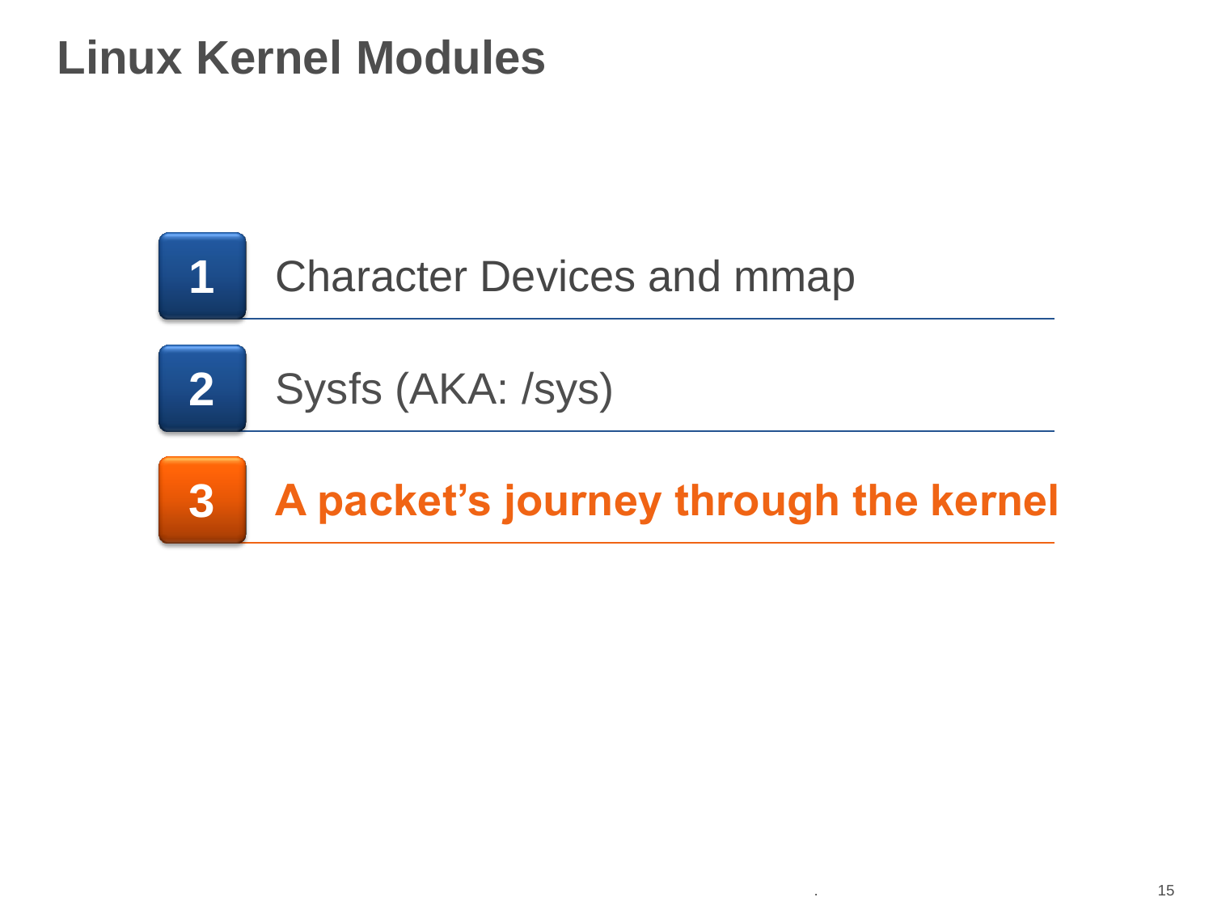# Linux Kernel Modules

1. Character Devices and mmap
2. Sysfs (AKA: /sys)
3. **A packet's journey through the kernel**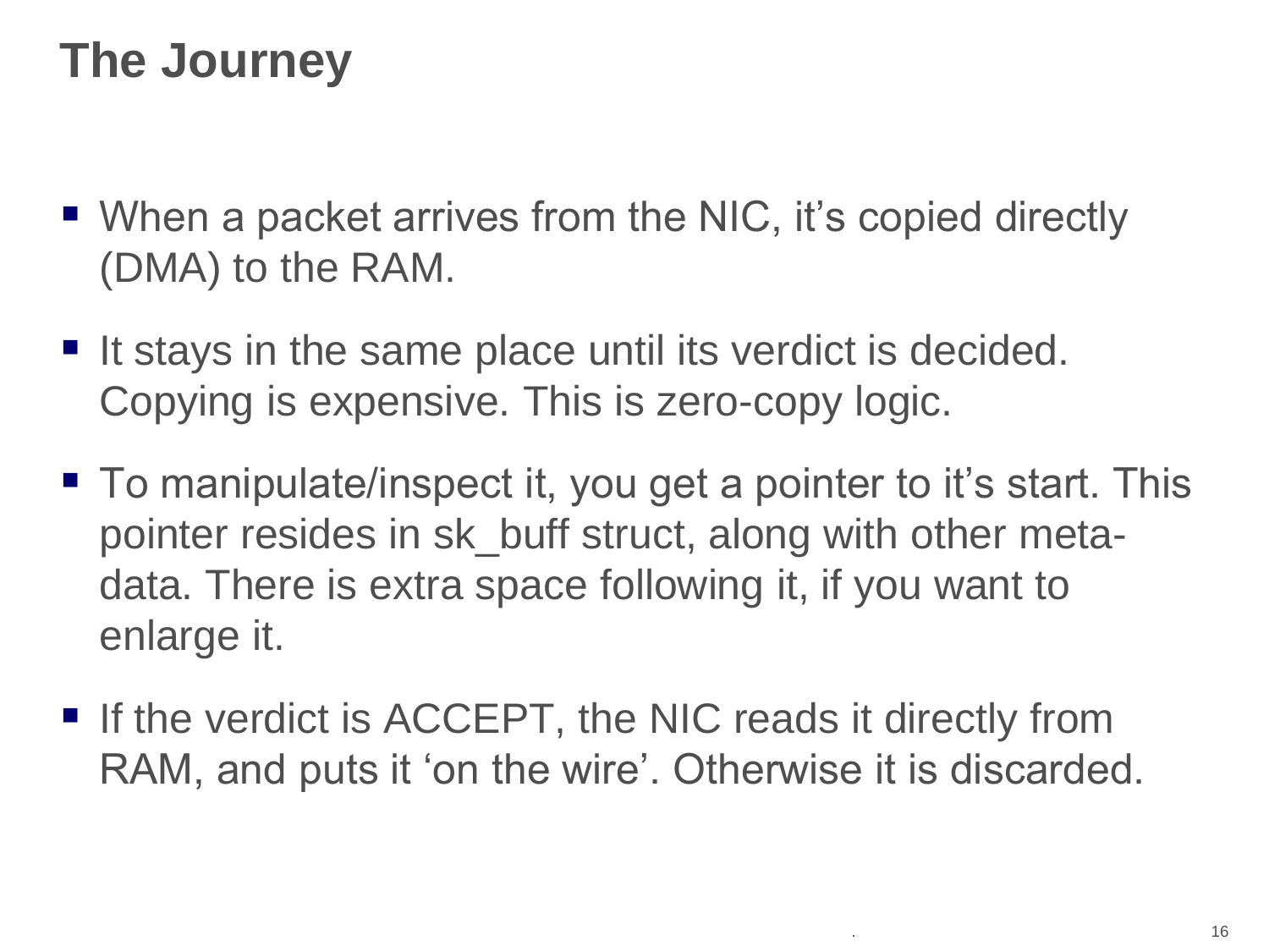# The Journey

- When a packet arrives from the NIC, it's copied directly (DMA) to the RAM.
- It stays in the same place until its verdict is decided. Copying is expensive. This is zero-copy logic.
- To manipulate/inspect it, you get a pointer to it's start. This pointer resides in sk_buff struct, along with other meta-data. There is extra space following it, if you want to enlarge it.
- If the verdict is ACCEPT, the NIC reads it directly from RAM, and puts it 'on the wire'. Otherwise it is discarded.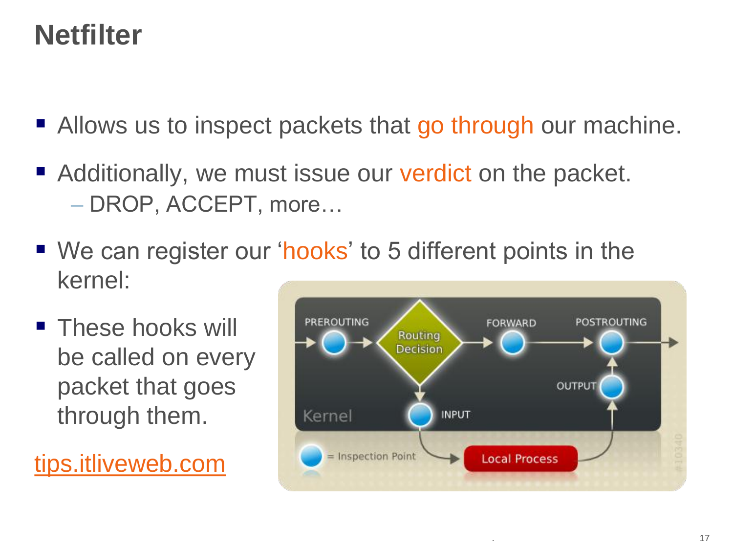# Netfilter

- Allows us to inspect packets that go through our machine.
- Additionally, we must issue our verdict on the packet.
  - DROP, ACCEPT, more…
- We can register our 'hooks' to 5 different points in the kernel:
- These hooks will be called on every packet that goes through them.

tips.itliveweb.com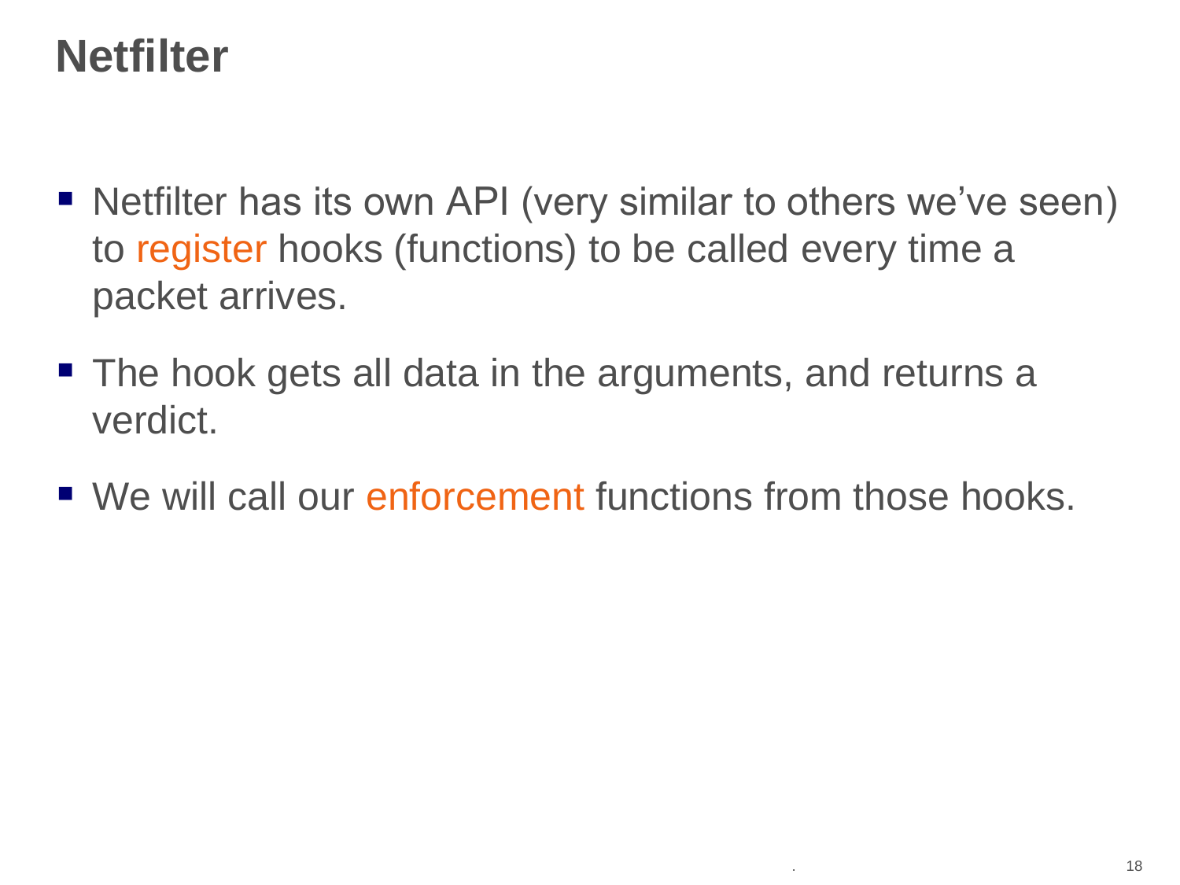# Netfilter

- Netfilter has its own API (very similar to others we've seen) to register hooks (functions) to be called every time a packet arrives.
- The hook gets all data in the arguments, and returns a verdict.
- We will call our enforcement functions from those hooks.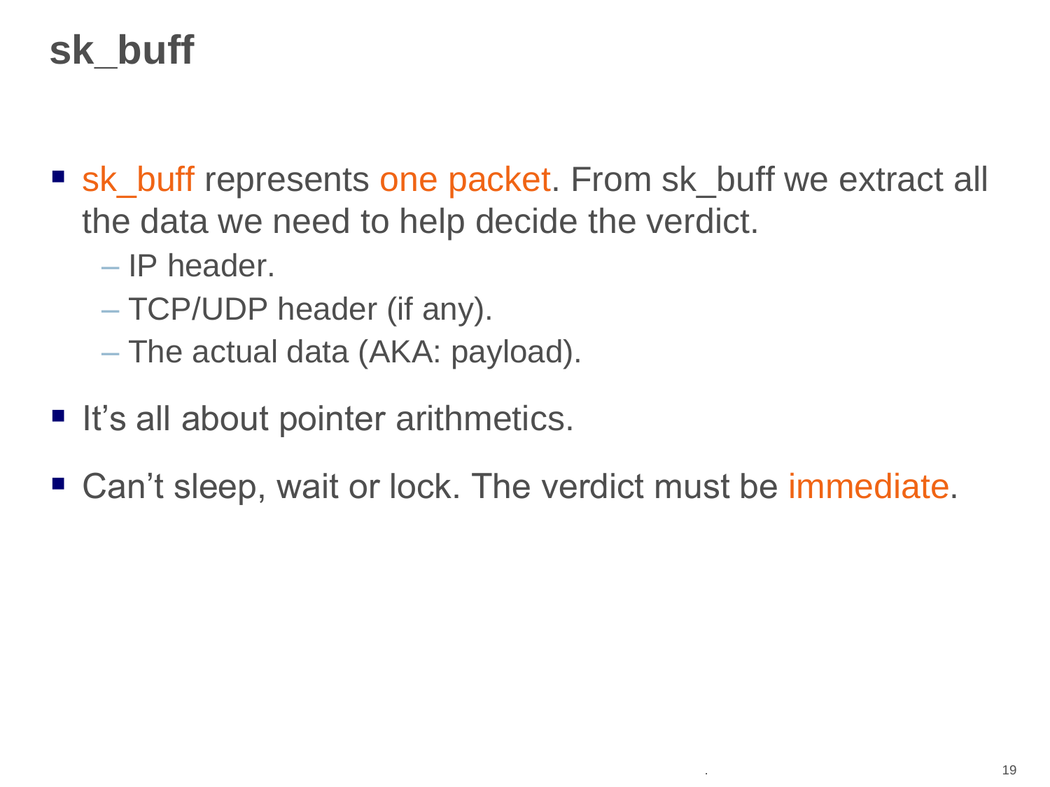# sk_buff

- sk_buff represents one packet. From sk_buff we extract all the data we need to help decide the verdict.
  - IP header.
  - TCP/UDP header (if any).
  - The actual data (AKA: payload).
- It's all about pointer arithmetics.
- Can't sleep, wait or lock. The verdict must be immediate.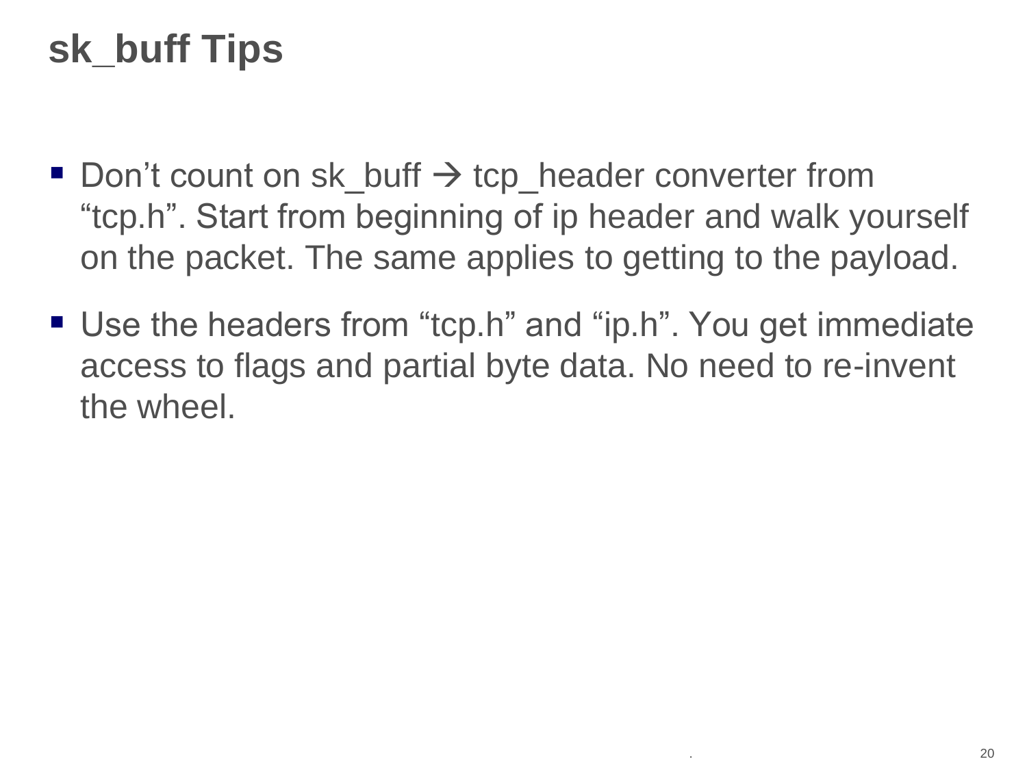# sk_buff Tips

- Don’t count on sk_buff → tcp_header converter from “tcp.h”. Start from beginning of ip header and walk yourself on the packet. The same applies to getting to the payload.
- Use the headers from “tcp.h” and “ip.h”. You get immediate access to flags and partial byte data. No need to re-invent the wheel.